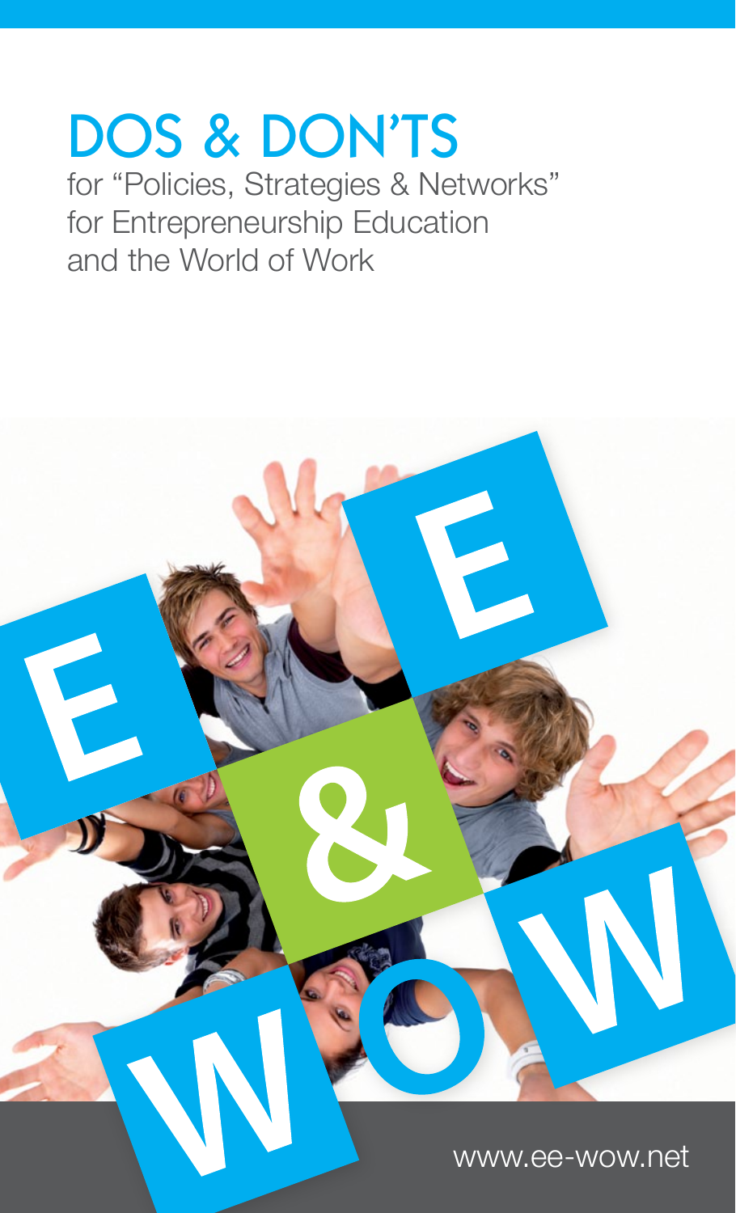# DOS & DON'TS

for "Policies, Strategies & Networks" for Entrepreneurship Education and the World of Work

www.ee-wow.net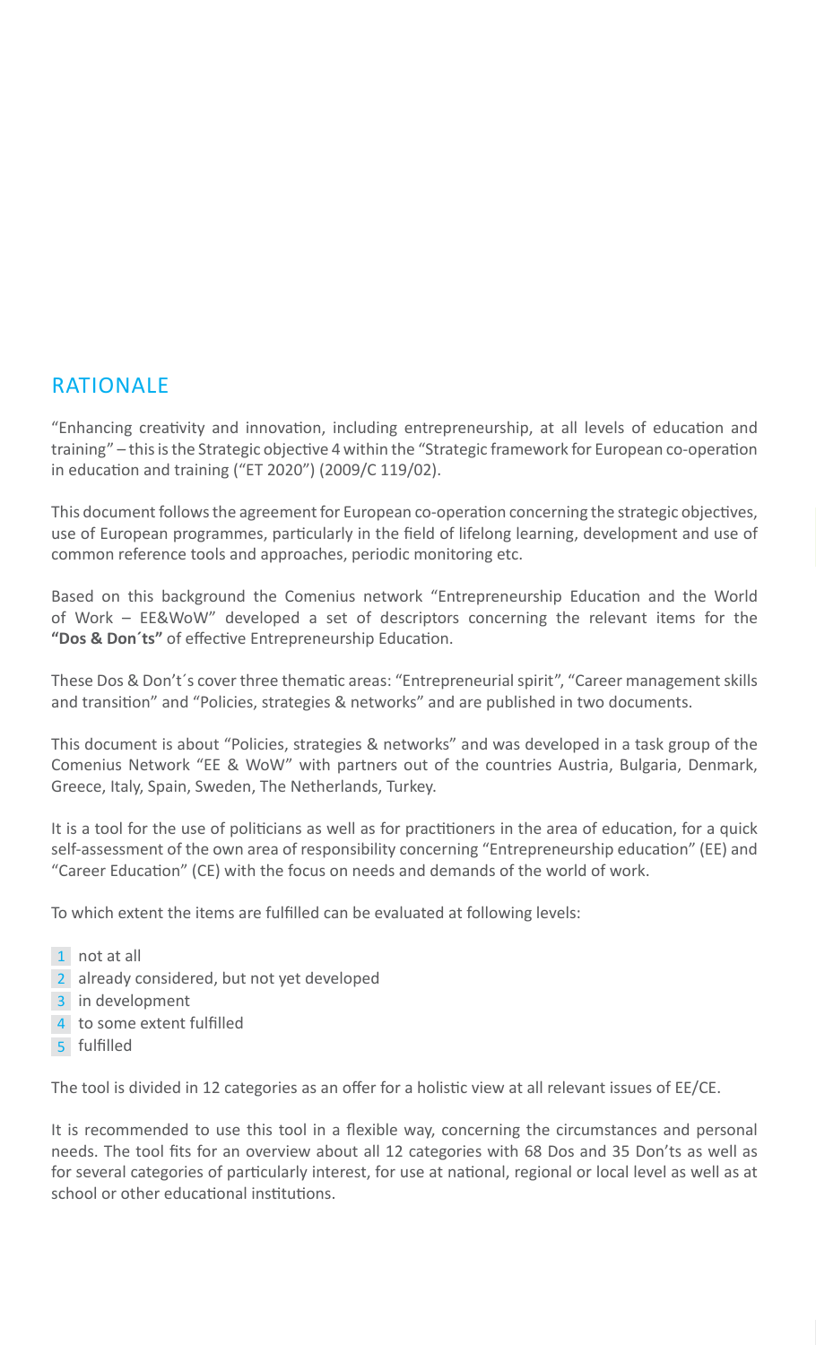## RATIONALE

"Enhancing creativity and innovation, including entrepreneurship, at all levels of education and training" – this is the Strategic objective 4 within the "Strategic framework for European co-operation in education and training ("ET 2020") (2009/C 119/02).

This document follows the agreement for European co-operation concerning the strategic objectives, use of European programmes, particularly in the field of lifelong learning, development and use of common reference tools and approaches, periodic monitoring etc.

Based on this background the Comenius network "Entrepreneurship Education and the World of Work – EE&WoW" developed a set of descriptors concerning the relevant items for the **"Dos & Don´ts"** of effective Entrepreneurship Education.

These Dos & Don't´s cover three thematic areas: "Entrepreneurial spirit", "Career management skills and transition" and "Policies, strategies & networks" and are published in two documents.

This document is about "Policies, strategies & networks" and was developed in a task group of the Comenius Network "EE & WoW" with partners out of the countries Austria, Bulgaria, Denmark, Greece, Italy, Spain, Sweden, The Netherlands, Turkey.

It is a tool for the use of politicians as well as for practitioners in the area of education, for a quick self-assessment of the own area of responsibility concerning "Entrepreneurship education" (EE) and "Career Education" (CE) with the focus on needs and demands of the world of work.

To which extent the items are fulfilled can be evaluated at following levels:

1 not at all
2 already considered, but not yet developed
3 in development
4 to some extent fulfilled
5 fulfilled

The tool is divided in 12 categories as an offer for a holistic view at all relevant issues of EE/CE.

It is recommended to use this tool in a flexible way, concerning the circumstances and personal needs. The tool fits for an overview about all 12 categories with 68 Dos and 35 Don'ts as well as for several categories of particularly interest, for use at national, regional or local level as well as at school or other educational institutions.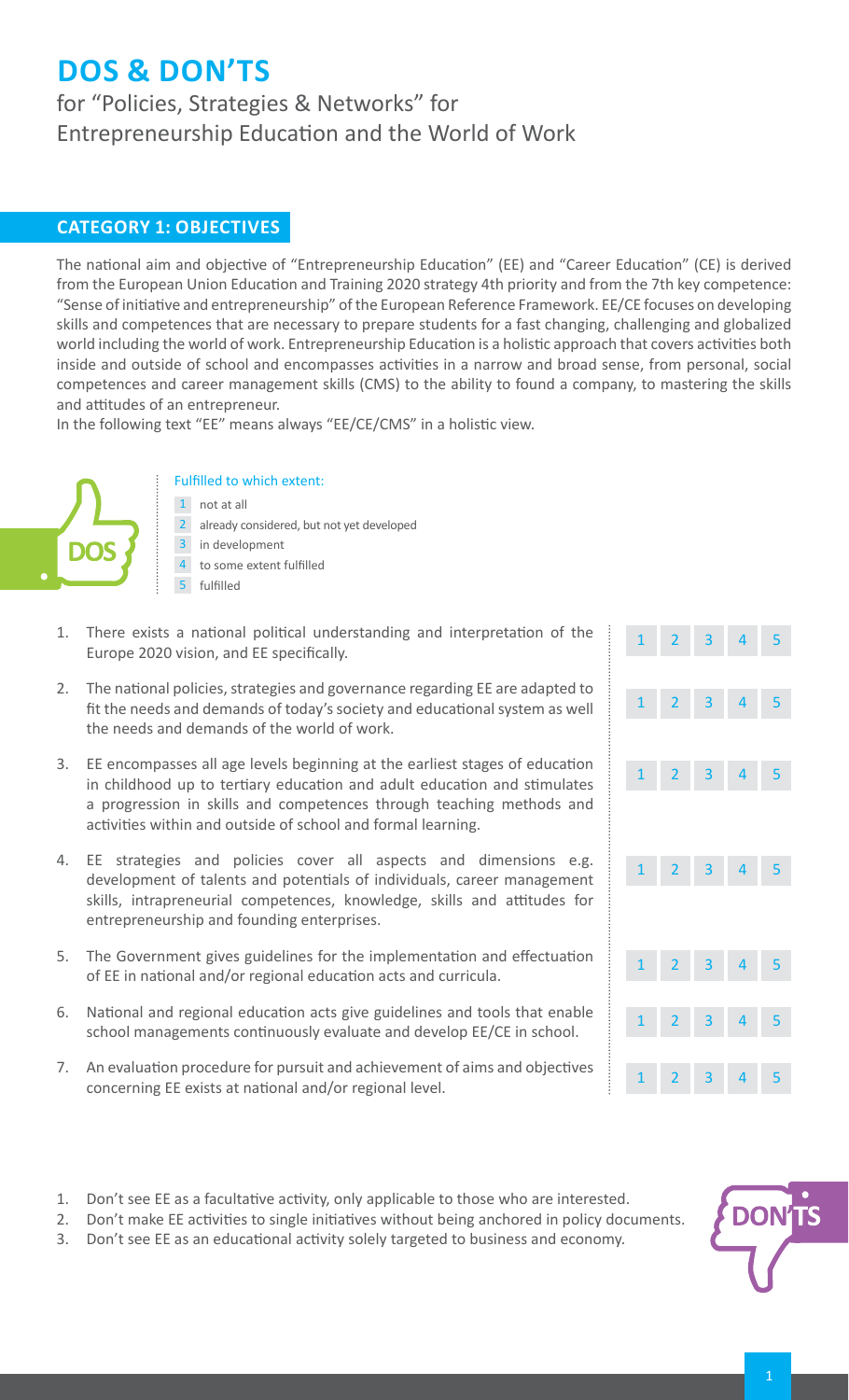# DOS & DON'TS

for "Policies, Strategies & Networks" for Entrepreneurship Education and the World of Work

## CATEGORY 1: OBJECTIVES

The national aim and objective of "Entrepreneurship Education" (EE) and "Career Education" (CE) is derived from the European Union Education and Training 2020 strategy 4th priority and from the 7th key competence: "Sense of initiative and entrepreneurship" of the European Reference Framework. EE/CE focuses on developing skills and competences that are necessary to prepare students for a fast changing, challenging and globalized world including the world of work. Entrepreneurship Education is a holistic approach that covers activities both inside and outside of school and encompasses activities in a narrow and broad sense, from personal, social competences and career management skills (CMS) to the ability to found a company, to mastering the skills and attitudes of an entrepreneur.

In the following text "EE" means always "EE/CE/CMS" in a holistic view.

**DOS**

Fulfilled to which extent:

1 not at all
2 already considered, but not yet developed
3 in development
4 to some extent fulfilled
5 fulfilled

| Statement | Rating |
|---|---|
| 1. There exists a national political understanding and interpretation of the Europe 2020 vision, and EE specifically. | 1 2 3 4 5 |
| 2. The national policies, strategies and governance regarding EE are adapted to fit the needs and demands of today's society and educational system as well the needs and demands of the world of work. | 1 2 3 4 5 |
| 3. EE encompasses all age levels beginning at the earliest stages of education in childhood up to tertiary education and adult education and stimulates a progression in skills and competences through teaching methods and activities within and outside of school and formal learning. | 1 2 3 4 5 |
| 4. EE strategies and policies cover all aspects and dimensions e.g. development of talents and potentials of individuals, career management skills, intrapreneurial competences, knowledge, skills and attitudes for entrepreneurship and founding enterprises. | 1 2 3 4 5 |
| 5. The Government gives guidelines for the implementation and effectuation of EE in national and/or regional education acts and curricula. | 1 2 3 4 5 |
| 6. National and regional education acts give guidelines and tools that enable school managements continuously evaluate and develop EE/CE in school. | 1 2 3 4 5 |
| 7. An evaluation procedure for pursuit and achievement of aims and objectives concerning EE exists at national and/or regional level. | 1 2 3 4 5 |

**DON'TS**

1. Don't see EE as a facultative activity, only applicable to those who are interested.
2. Don't make EE activities to single initiatives without being anchored in policy documents.
3. Don't see EE as an educational activity solely targeted to business and economy.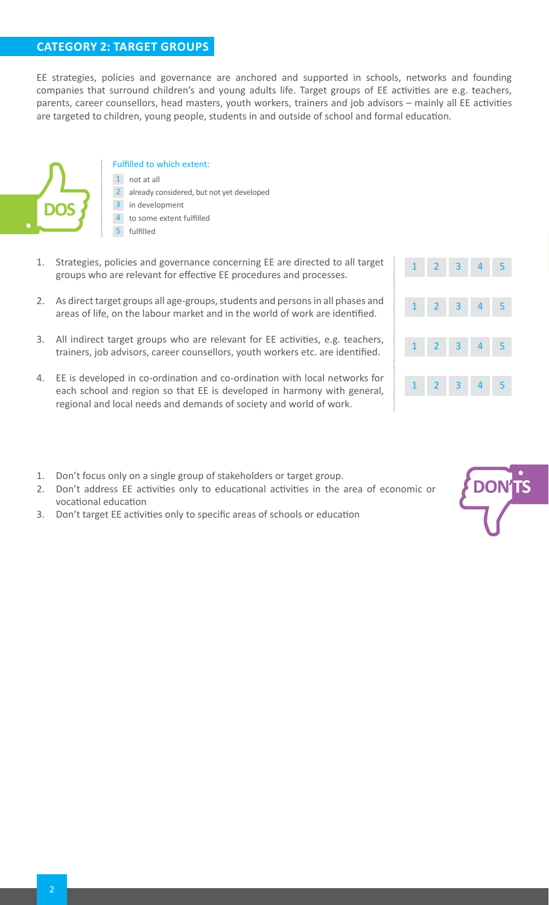## CATEGORY 2: TARGET GROUPS

EE strategies, policies and governance are anchored and supported in schools, networks and founding companies that surround children's and young adults life. Target groups of EE activities are e.g. teachers, parents, career counsellors, head masters, youth workers, trainers and job advisors – mainly all EE activities are targeted to children, young people, students in and outside of school and formal education.

**DOS**

Fulfilled to which extent:

1 not at all
2 already considered, but not yet developed
3 in development
4 to some extent fulfilled
5 fulfilled

| | | 1 | 2 | 3 | 4 | 5 |
|---|---|---|---|---|---|---|
| 1. | Strategies, policies and governance concerning EE are directed to all target groups who are relevant for effective EE procedures and processes. | 1 | 2 | 3 | 4 | 5 |
| 2. | As direct target groups all age-groups, students and persons in all phases and areas of life, on the labour market and in the world of work are identified. | 1 | 2 | 3 | 4 | 5 |
| 3. | All indirect target groups who are relevant for EE activities, e.g. teachers, trainers, job advisors, career counsellors, youth workers etc. are identified. | 1 | 2 | 3 | 4 | 5 |
| 4. | EE is developed in co-ordination and co-ordination with local networks for each school and region so that EE is developed in harmony with general, regional and local needs and demands of society and world of work. | 1 | 2 | 3 | 4 | 5 |

**DON'TS**

1. Don't focus only on a single group of stakeholders or target group.
2. Don't address EE activities only to educational activities in the area of economic or vocational education
3. Don't target EE activities only to specific areas of schools or education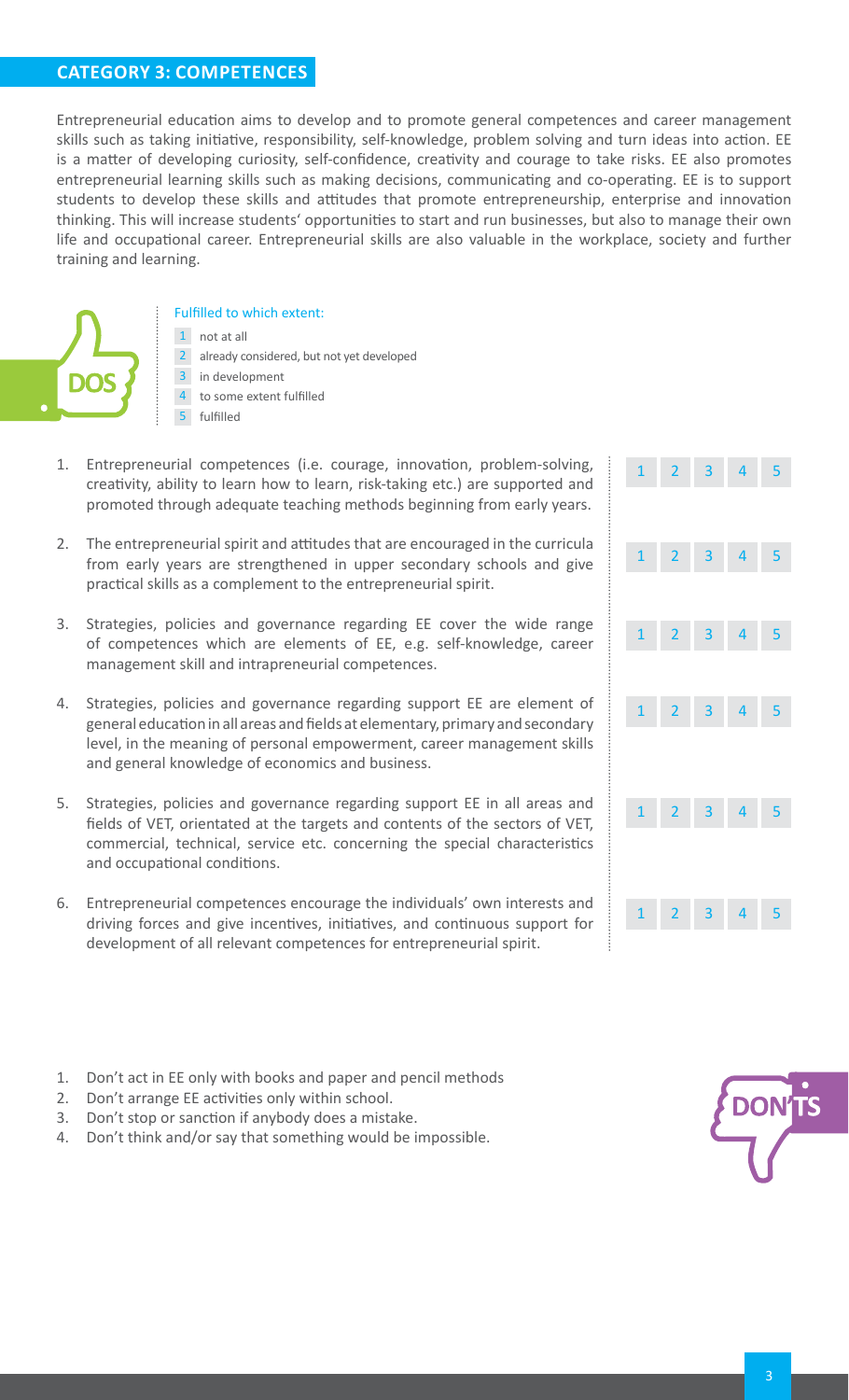## CATEGORY 3: COMPETENCES

Entrepreneurial education aims to develop and to promote general competences and career management skills such as taking initiative, responsibility, self-knowledge, problem solving and turn ideas into action. EE is a matter of developing curiosity, self-confidence, creativity and courage to take risks. EE also promotes entrepreneurial learning skills such as making decisions, communicating and co-operating. EE is to support students to develop these skills and attitudes that promote entrepreneurship, enterprise and innovation thinking. This will increase students' opportunities to start and run businesses, but also to manage their own life and occupational career. Entrepreneurial skills are also valuable in the workplace, society and further training and learning.

**DOS**

Fulfilled to which extent:

1. not at all
2. already considered, but not yet developed
3. in development
4. to some extent fulfilled
5. fulfilled

| | | | | | |
|---|---|---|---|---|---|
| 1. Entrepreneurial competences (i.e. courage, innovation, problem-solving, creativity, ability to learn how to learn, risk-taking etc.) are supported and promoted through adequate teaching methods beginning from early years. | 1 | 2 | 3 | 4 | 5 |
| 2. The entrepreneurial spirit and attitudes that are encouraged in the curricula from early years are strengthened in upper secondary schools and give practical skills as a complement to the entrepreneurial spirit. | 1 | 2 | 3 | 4 | 5 |
| 3. Strategies, policies and governance regarding EE cover the wide range of competences which are elements of EE, e.g. self-knowledge, career management skill and intrapreneurial competences. | 1 | 2 | 3 | 4 | 5 |
| 4. Strategies, policies and governance regarding support EE are element of general education in all areas and fields at elementary, primary and secondary level, in the meaning of personal empowerment, career management skills and general knowledge of economics and business. | 1 | 2 | 3 | 4 | 5 |
| 5. Strategies, policies and governance regarding support EE in all areas and fields of VET, orientated at the targets and contents of the sectors of VET, commercial, technical, service etc. concerning the special characteristics and occupational conditions. | 1 | 2 | 3 | 4 | 5 |
| 6. Entrepreneurial competences encourage the individuals' own interests and driving forces and give incentives, initiatives, and continuous support for development of all relevant competences for entrepreneurial spirit. | 1 | 2 | 3 | 4 | 5 |

**DON'TS**

1. Don't act in EE only with books and paper and pencil methods
2. Don't arrange EE activities only within school.
3. Don't stop or sanction if anybody does a mistake.
4. Don't think and/or say that something would be impossible.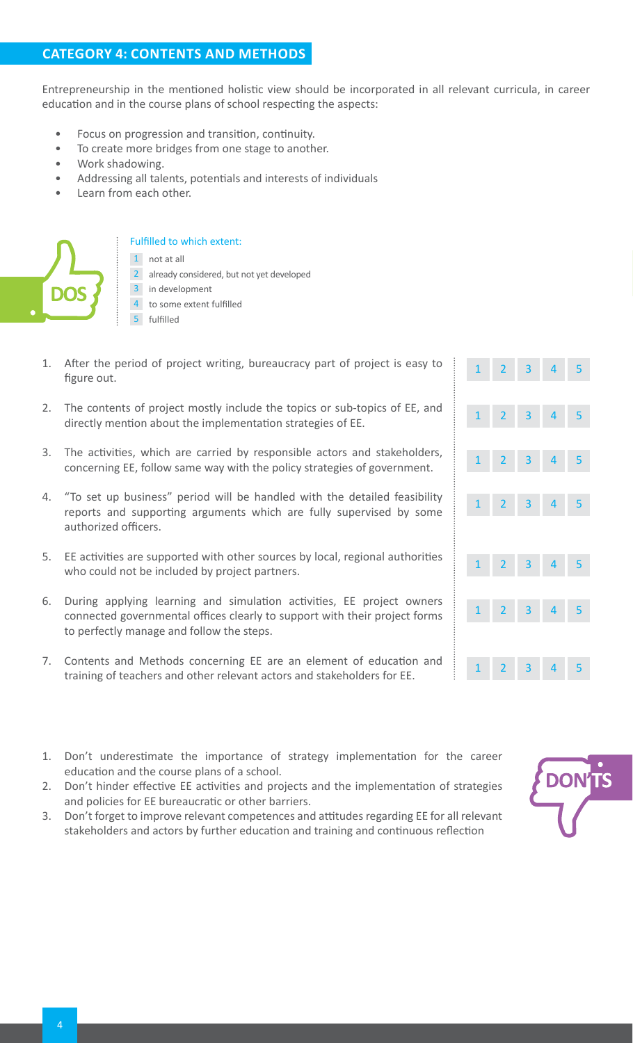## CATEGORY 4: CONTENTS AND METHODS

Entrepreneurship in the mentioned holistic view should be incorporated in all relevant curricula, in career education and in the course plans of school respecting the aspects:

- Focus on progression and transition, continuity.
- To create more bridges from one stage to another.
- Work shadowing.
- Addressing all talents, potentials and interests of individuals
- Learn from each other.

**DOS**

Fulfilled to which extent:

1 not at all
2 already considered, but not yet developed
3 in development
4 to some extent fulfilled
5 fulfilled

| | | | | | | |
|---|---|---|---|---|---|---|
| 1. | After the period of project writing, bureaucracy part of project is easy to figure out. | 1 | 2 | 3 | 4 | 5 |
| 2. | The contents of project mostly include the topics or sub-topics of EE, and directly mention about the implementation strategies of EE. | 1 | 2 | 3 | 4 | 5 |
| 3. | The activities, which are carried by responsible actors and stakeholders, concerning EE, follow same way with the policy strategies of government. | 1 | 2 | 3 | 4 | 5 |
| 4. | "To set up business" period will be handled with the detailed feasibility reports and supporting arguments which are fully supervised by some authorized officers. | 1 | 2 | 3 | 4 | 5 |
| 5. | EE activities are supported with other sources by local, regional authorities who could not be included by project partners. | 1 | 2 | 3 | 4 | 5 |
| 6. | During applying learning and simulation activities, EE project owners connected governmental offices clearly to support with their project forms to perfectly manage and follow the steps. | 1 | 2 | 3 | 4 | 5 |
| 7. | Contents and Methods concerning EE are an element of education and training of teachers and other relevant actors and stakeholders for EE. | 1 | 2 | 3 | 4 | 5 |

**DON'TS**

1. Don't underestimate the importance of strategy implementation for the career education and the course plans of a school.
2. Don't hinder effective EE activities and projects and the implementation of strategies and policies for EE bureaucratic or other barriers.
3. Don't forget to improve relevant competences and attitudes regarding EE for all relevant stakeholders and actors by further education and training and continuous reflection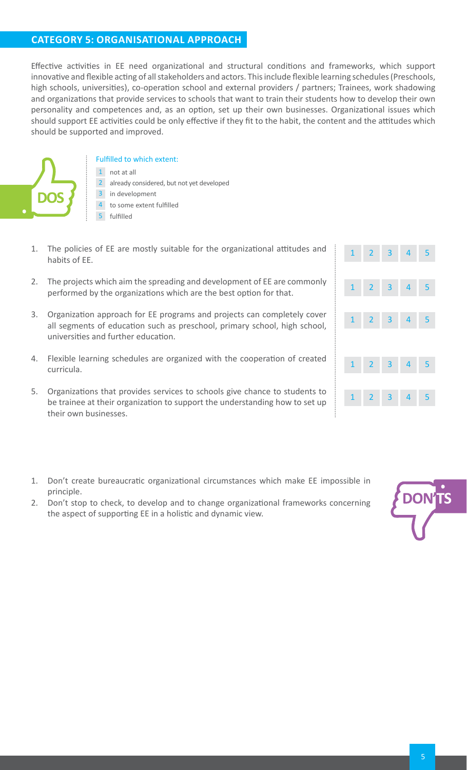## CATEGORY 5: ORGANISATIONAL APPROACH

Effective activities in EE need organizational and structural conditions and frameworks, which support innovative and flexible acting of all stakeholders and actors. This include flexible learning schedules (Preschools, high schools, universities), co-operation school and external providers / partners; Trainees, work shadowing and organizations that provide services to schools that want to train their students how to develop their own personality and competences and, as an option, set up their own businesses. Organizational issues which should support EE activities could be only effective if they fit to the habit, the content and the attitudes which should be supported and improved.

**DOS**

Fulfilled to which extent:

1. not at all
2. already considered, but not yet developed
3. in development
4. to some extent fulfilled
5. fulfilled

| Statement | | | | | |
|---|---|---|---|---|---|
| 1. The policies of EE are mostly suitable for the organizational attitudes and habits of EE. | 1 | 2 | 3 | 4 | 5 |
| 2. The projects which aim the spreading and development of EE are commonly performed by the organizations which are the best option for that. | 1 | 2 | 3 | 4 | 5 |
| 3. Organization approach for EE programs and projects can completely cover all segments of education such as preschool, primary school, high school, universities and further education. | 1 | 2 | 3 | 4 | 5 |
| 4. Flexible learning schedules are organized with the cooperation of created curricula. | 1 | 2 | 3 | 4 | 5 |
| 5. Organizations that provides services to schools give chance to students to be trainee at their organization to support the understanding how to set up their own businesses. | 1 | 2 | 3 | 4 | 5 |

**DON'TS**

1. Don't create bureaucratic organizational circumstances which make EE impossible in principle.
2. Don't stop to check, to develop and to change organizational frameworks concerning the aspect of supporting EE in a holistic and dynamic view.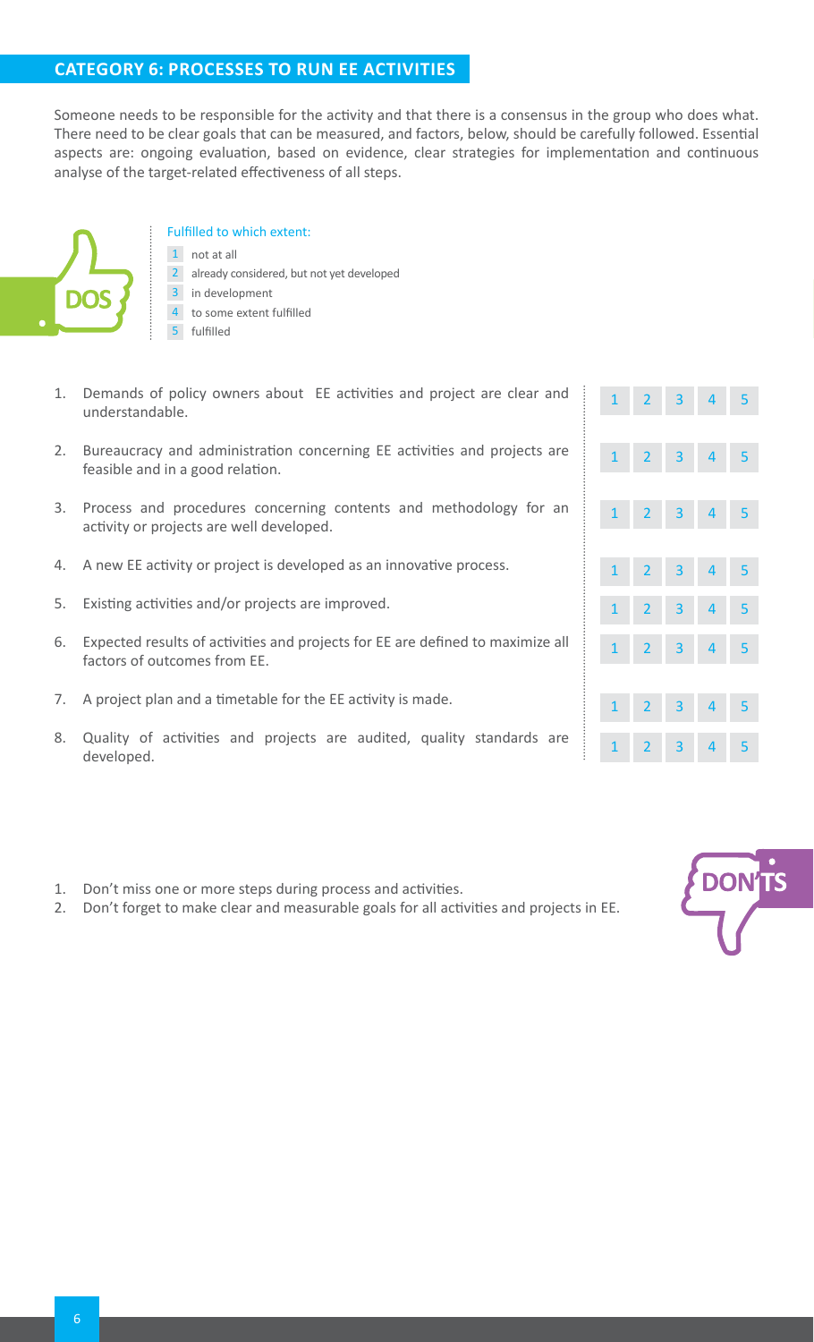## CATEGORY 6: PROCESSES TO RUN EE ACTIVITIES

Someone needs to be responsible for the activity and that there is a consensus in the group who does what. There need to be clear goals that can be measured, and factors, below, should be carefully followed. Essential aspects are: ongoing evaluation, based on evidence, clear strategies for implementation and continuous analyse of the target-related effectiveness of all steps.

DOS

Fulfilled to which extent:

1 not at all
2 already considered, but not yet developed
3 in development
4 to some extent fulfilled
5 fulfilled

| | | | | | |
|---|---|---|---|---|---|
| 1. Demands of policy owners about EE activities and project are clear and understandable. | 1 | 2 | 3 | 4 | 5 |
| 2. Bureaucracy and administration concerning EE activities and projects are feasible and in a good relation. | 1 | 2 | 3 | 4 | 5 |
| 3. Process and procedures concerning contents and methodology for an activity or projects are well developed. | 1 | 2 | 3 | 4 | 5 |
| 4. A new EE activity or project is developed as an innovative process. | 1 | 2 | 3 | 4 | 5 |
| 5. Existing activities and/or projects are improved. | 1 | 2 | 3 | 4 | 5 |
| 6. Expected results of activities and projects for EE are defined to maximize all factors of outcomes from EE. | 1 | 2 | 3 | 4 | 5 |
| 7. A project plan and a timetable for the EE activity is made. | 1 | 2 | 3 | 4 | 5 |
| 8. Quality of activities and projects are audited, quality standards are developed. | 1 | 2 | 3 | 4 | 5 |

DON'TS

1. Don't miss one or more steps during process and activities.
2. Don't forget to make clear and measurable goals for all activities and projects in EE.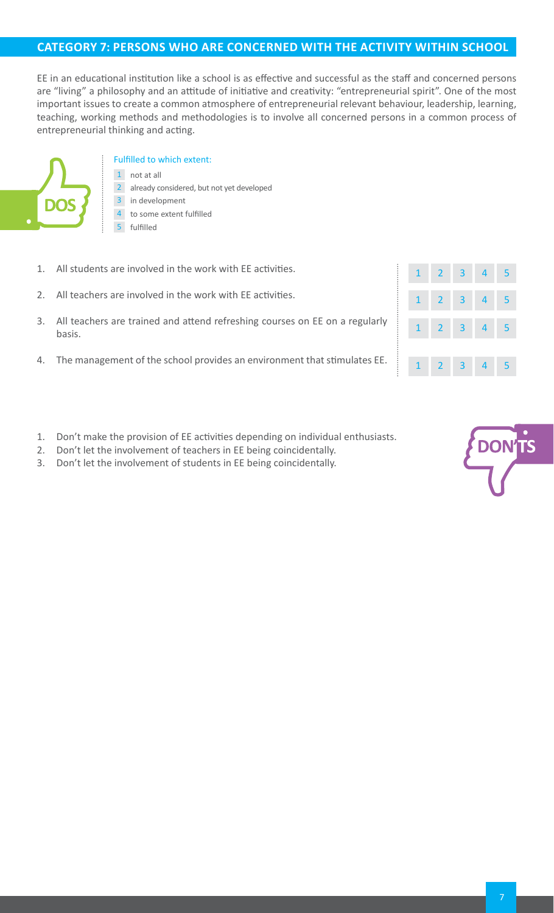## CATEGORY 7: PERSONS WHO ARE CONCERNED WITH THE ACTIVITY WITHIN SCHOOL

EE in an educational institution like a school is as effective and successful as the staff and concerned persons are "living" a philosophy and an attitude of initiative and creativity: "entrepreneurial spirit". One of the most important issues to create a common atmosphere of entrepreneurial relevant behaviour, leadership, learning, teaching, working methods and methodologies is to involve all concerned persons in a common process of entrepreneurial thinking and acting.

**DOS**

Fulfilled to which extent:

1 not at all
2 already considered, but not yet developed
3 in development
4 to some extent fulfilled
5 fulfilled

| | | | | | |
|---|---|---|---|---|---|
| 1. All students are involved in the work with EE activities. | 1 | 2 | 3 | 4 | 5 |
| 2. All teachers are involved in the work with EE activities. | 1 | 2 | 3 | 4 | 5 |
| 3. All teachers are trained and attend refreshing courses on EE on a regularly basis. | 1 | 2 | 3 | 4 | 5 |
| 4. The management of the school provides an environment that stimulates EE. | 1 | 2 | 3 | 4 | 5 |

**DON'TS**

1. Don't make the provision of EE activities depending on individual enthusiasts.
2. Don't let the involvement of teachers in EE being coincidentally.
3. Don't let the involvement of students in EE being coincidentally.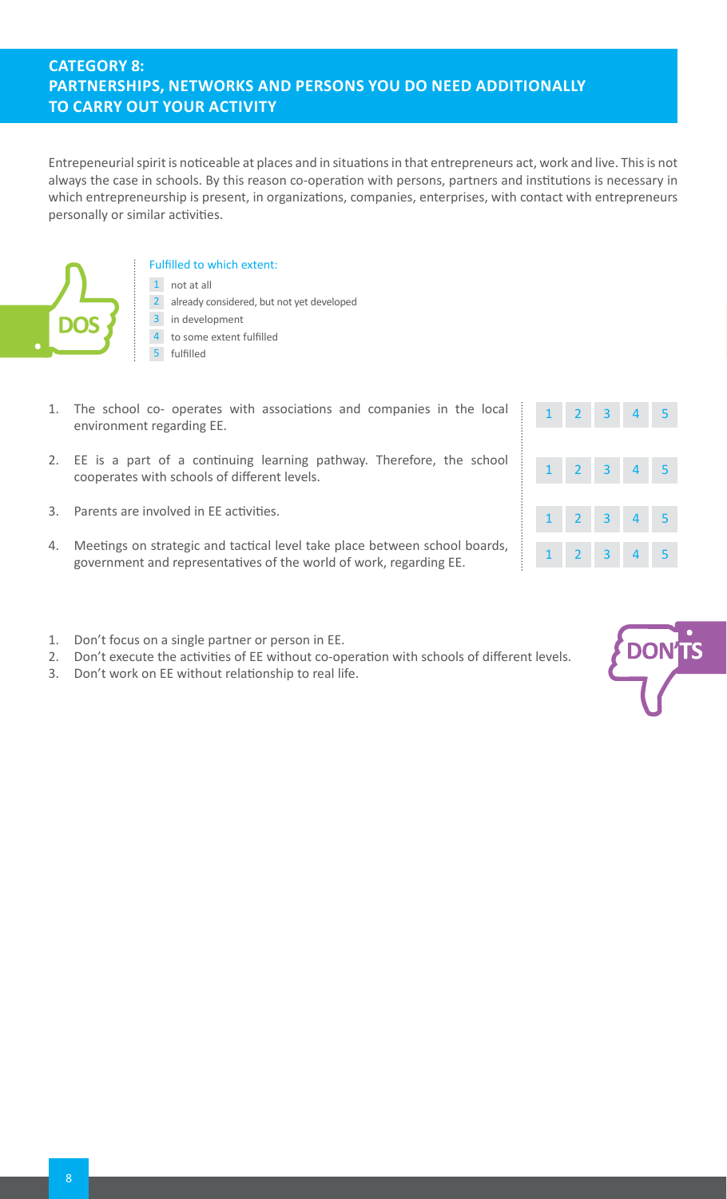## CATEGORY 8:
## PARTNERSHIPS, NETWORKS AND PERSONS YOU DO NEED ADDITIONALLY TO CARRY OUT YOUR ACTIVITY

Entrepeneurial spirit is noticeable at places and in situations in that entrepreneurs act, work and live. This is not always the case in schools. By this reason co-operation with persons, partners and institutions is necessary in which entrepreneurship is present, in organizations, companies, enterprises, with contact with entrepreneurs personally or similar activities.

**DOS**

Fulfilled to which extent:

1 not at all
2 already considered, but not yet developed
3 in development
4 to some extent fulfilled
5 fulfilled

| | | | | | |
|---|---|---|---|---|---|
| 1. The school co- operates with associations and companies in the local environment regarding EE. | 1 | 2 | 3 | 4 | 5 |
| 2. EE is a part of a continuing learning pathway. Therefore, the school cooperates with schools of different levels. | 1 | 2 | 3 | 4 | 5 |
| 3. Parents are involved in EE activities. | 1 | 2 | 3 | 4 | 5 |
| 4. Meetings on strategic and tactical level take place between school boards, government and representatives of the world of work, regarding EE. | 1 | 2 | 3 | 4 | 5 |

**DON'TS**

1. Don't focus on a single partner or person in EE.
2. Don't execute the activities of EE without co-operation with schools of different levels.
3. Don't work on EE without relationship to real life.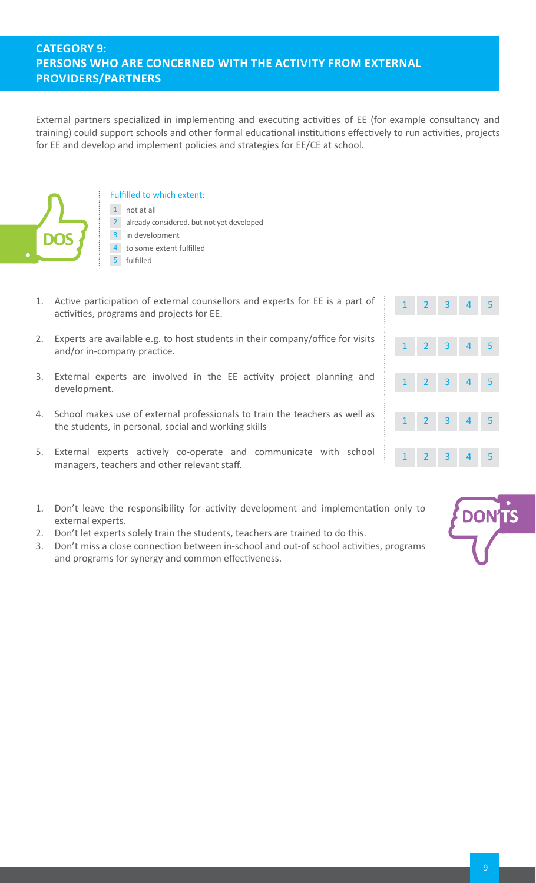## CATEGORY 9: PERSONS WHO ARE CONCERNED WITH THE ACTIVITY FROM EXTERNAL PROVIDERS/PARTNERS

External partners specialized in implementing and executing activities of EE (for example consultancy and training) could support schools and other formal educational institutions effectively to run activities, projects for EE and develop and implement policies and strategies for EE/CE at school.

**DOS**

Fulfilled to which extent:

1 not at all
2 already considered, but not yet developed
3 in development
4 to some extent fulfilled
5 fulfilled

| | Statement | | | | | |
|---|---|---|---|---|---|---|
| 1. | Active participation of external counsellors and experts for EE is a part of activities, programs and projects for EE. | 1 | 2 | 3 | 4 | 5 |
| 2. | Experts are available e.g. to host students in their company/office for visits and/or in-company practice. | 1 | 2 | 3 | 4 | 5 |
| 3. | External experts are involved in the EE activity project planning and development. | 1 | 2 | 3 | 4 | 5 |
| 4. | School makes use of external professionals to train the teachers as well as the students, in personal, social and working skills | 1 | 2 | 3 | 4 | 5 |
| 5. | External experts actively co-operate and communicate with school managers, teachers and other relevant staff. | 1 | 2 | 3 | 4 | 5 |

**DON'TS**

1. Don't leave the responsibility for activity development and implementation only to external experts.
2. Don't let experts solely train the students, teachers are trained to do this.
3. Don't miss a close connection between in-school and out-of school activities, programs and programs for synergy and common effectiveness.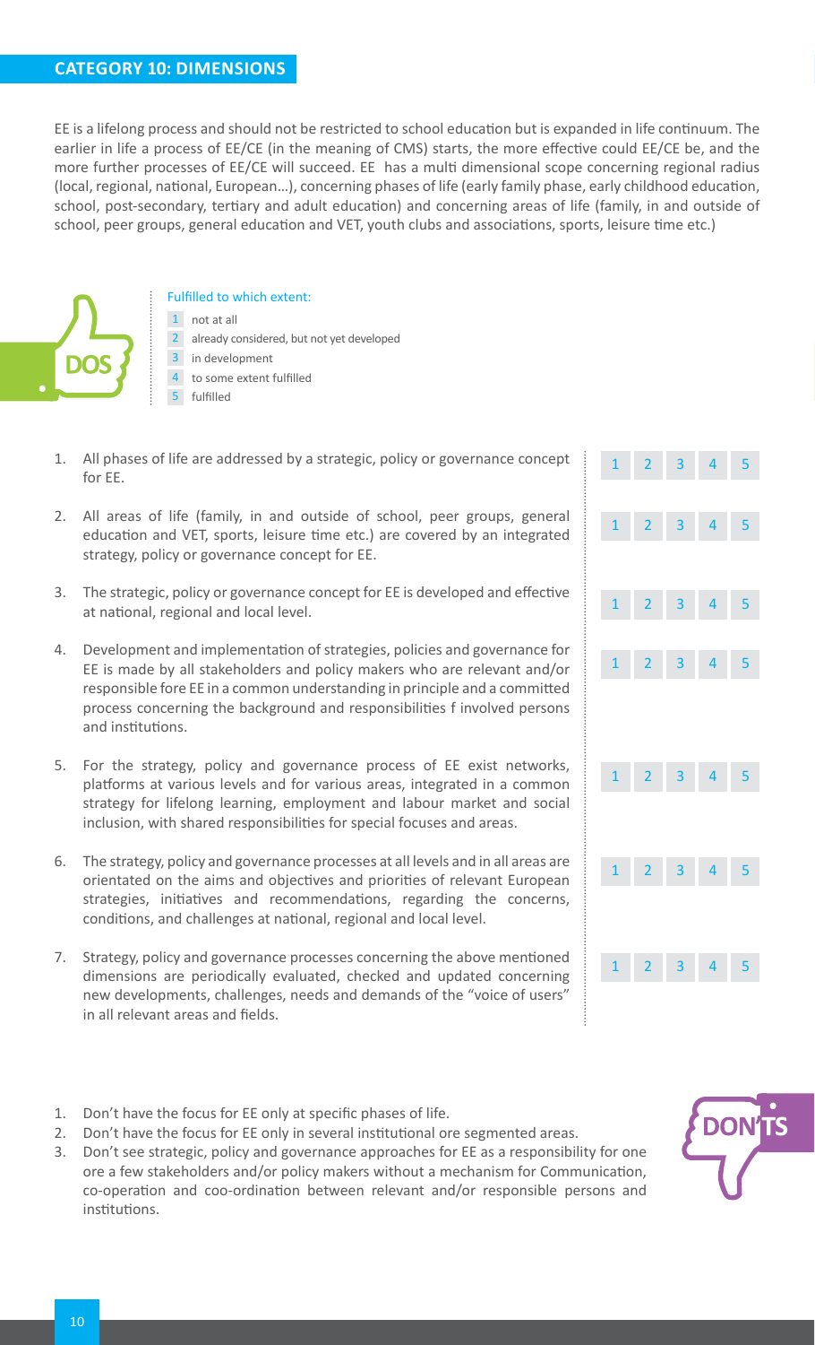## CATEGORY 10: DIMENSIONS

EE is a lifelong process and should not be restricted to school education but is expanded in life continuum. The earlier in life a process of EE/CE (in the meaning of CMS) starts, the more effective could EE/CE be, and the more further processes of EE/CE will succeed. EE has a multi dimensional scope concerning regional radius (local, regional, national, European…), concerning phases of life (early family phase, early childhood education, school, post-secondary, tertiary and adult education) and concerning areas of life (family, in and outside of school, peer groups, general education and VET, youth clubs and associations, sports, leisure time etc.)

**DOS**

Fulfilled to which extent:

1 not at all
2 already considered, but not yet developed
3 in development
4 to some extent fulfilled
5 fulfilled

| | | Rating |
|---|---|---|
| 1. | All phases of life are addressed by a strategic, policy or governance concept for EE. | 1 2 3 4 5 |
| 2. | All areas of life (family, in and outside of school, peer groups, general education and VET, sports, leisure time etc.) are covered by an integrated strategy, policy or governance concept for EE. | 1 2 3 4 5 |
| 3. | The strategic, policy or governance concept for EE is developed and effective at national, regional and local level. | 1 2 3 4 5 |
| 4. | Development and implementation of strategies, policies and governance for EE is made by all stakeholders and policy makers who are relevant and/or responsible fore EE in a common understanding in principle and a committed process concerning the background and responsibilities f involved persons and institutions. | 1 2 3 4 5 |
| 5. | For the strategy, policy and governance process of EE exist networks, platforms at various levels and for various areas, integrated in a common strategy for lifelong learning, employment and labour market and social inclusion, with shared responsibilities for special focuses and areas. | 1 2 3 4 5 |
| 6. | The strategy, policy and governance processes at all levels and in all areas are orientated on the aims and objectives and priorities of relevant European strategies, initiatives and recommendations, regarding the concerns, conditions, and challenges at national, regional and local level. | 1 2 3 4 5 |
| 7. | Strategy, policy and governance processes concerning the above mentioned dimensions are periodically evaluated, checked and updated concerning new developments, challenges, needs and demands of the "voice of users" in all relevant areas and fields. | 1 2 3 4 5 |

**DON'TS**

1. Don't have the focus for EE only at specific phases of life.
2. Don't have the focus for EE only in several institutional ore segmented areas.
3. Don't see strategic, policy and governance approaches for EE as a responsibility for one ore a few stakeholders and/or policy makers without a mechanism for Communication, co-operation and coo-ordination between relevant and/or responsible persons and institutions.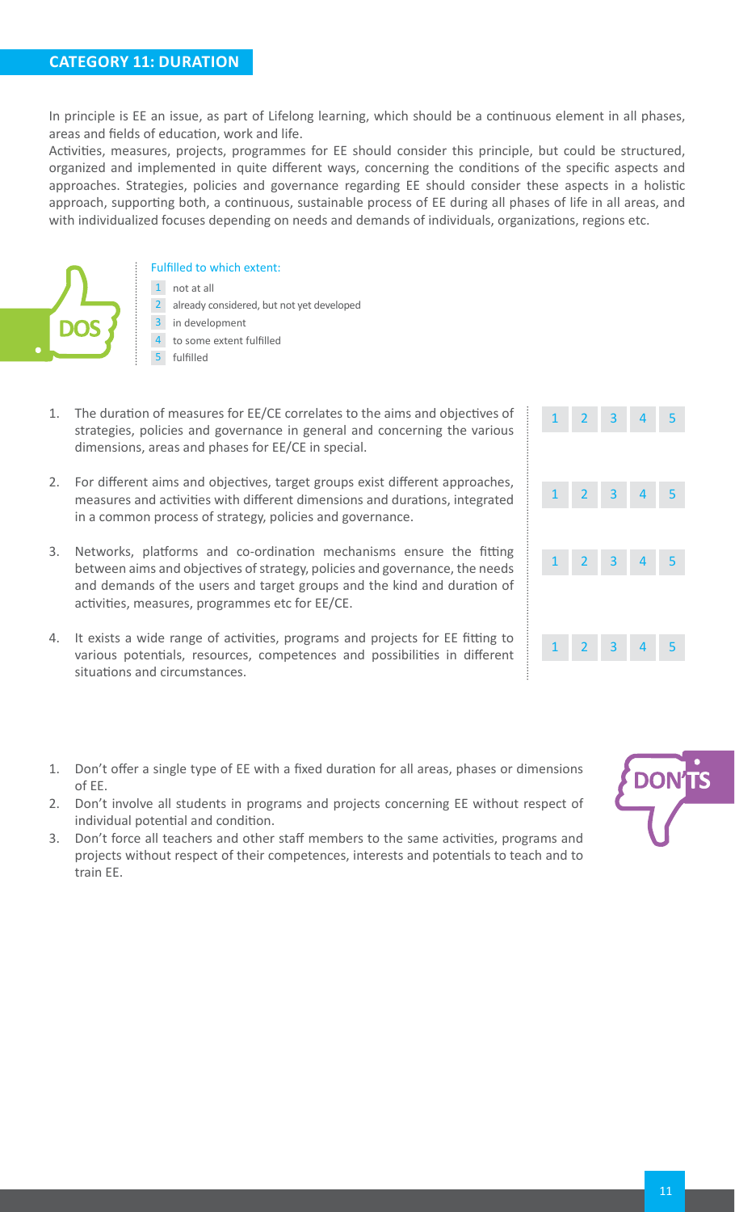## CATEGORY 11: DURATION

In principle is EE an issue, as part of Lifelong learning, which should be a continuous element in all phases, areas and fields of education, work and life.

Activities, measures, projects, programmes for EE should consider this principle, but could be structured, organized and implemented in quite different ways, concerning the conditions of the specific aspects and approaches. Strategies, policies and governance regarding EE should consider these aspects in a holistic approach, supporting both, a continuous, sustainable process of EE during all phases of life in all areas, and with individualized focuses depending on needs and demands of individuals, organizations, regions etc.

**DOS**

Fulfilled to which extent:

1 not at all
2 already considered, but not yet developed
3 in development
4 to some extent fulfilled
5 fulfilled

1. The duration of measures for EE/CE correlates to the aims and objectives of strategies, policies and governance in general and concerning the various dimensions, areas and phases for EE/CE in special. — 1 2 3 4 5
2. For different aims and objectives, target groups exist different approaches, measures and activities with different dimensions and durations, integrated in a common process of strategy, policies and governance. — 1 2 3 4 5
3. Networks, platforms and co-ordination mechanisms ensure the fitting between aims and objectives of strategy, policies and governance, the needs and demands of the users and target groups and the kind and duration of activities, measures, programmes etc for EE/CE. — 1 2 3 4 5
4. It exists a wide range of activities, programs and projects for EE fitting to various potentials, resources, competences and possibilities in different situations and circumstances. — 1 2 3 4 5

**DON'TS**

1. Don't offer a single type of EE with a fixed duration for all areas, phases or dimensions of EE.
2. Don't involve all students in programs and projects concerning EE without respect of individual potential and condition.
3. Don't force all teachers and other staff members to the same activities, programs and projects without respect of their competences, interests and potentials to teach and to train EE.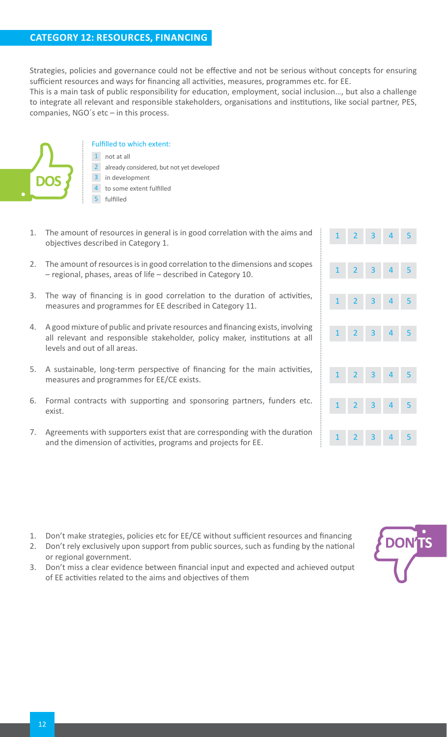## CATEGORY 12: RESOURCES, FINANCING

Strategies, policies and governance could not be effective and not be serious without concepts for ensuring sufficient resources and ways for financing all activities, measures, programmes etc. for EE.
This is a main task of public responsibility for education, employment, social inclusion…, but also a challenge to integrate all relevant and responsible stakeholders, organisations and institutions, like social partner, PES, companies, NGO´s etc – in this process.

**DOS**

Fulfilled to which extent:

1 not at all
2 already considered, but not yet developed
3 in development
4 to some extent fulfilled
5 fulfilled

| | | | | | | |
|---|---|---|---|---|---|---|
| 1. | The amount of resources in general is in good correlation with the aims and objectives described in Category 1. | 1 | 2 | 3 | 4 | 5 |
| 2. | The amount of resources is in good correlation to the dimensions and scopes – regional, phases, areas of life – described in Category 10. | 1 | 2 | 3 | 4 | 5 |
| 3. | The way of financing is in good correlation to the duration of activities, measures and programmes for EE described in Category 11. | 1 | 2 | 3 | 4 | 5 |
| 4. | A good mixture of public and private resources and financing exists, involving all relevant and responsible stakeholder, policy maker, institutions at all levels and out of all areas. | 1 | 2 | 3 | 4 | 5 |
| 5. | A sustainable, long-term perspective of financing for the main activities, measures and programmes for EE/CE exists. | 1 | 2 | 3 | 4 | 5 |
| 6. | Formal contracts with supporting and sponsoring partners, funders etc. exist. | 1 | 2 | 3 | 4 | 5 |
| 7. | Agreements with supporters exist that are corresponding with the duration and the dimension of activities, programs and projects for EE. | 1 | 2 | 3 | 4 | 5 |

**DON'TS**

1. Don't make strategies, policies etc for EE/CE without sufficient resources and financing
2. Don't rely exclusively upon support from public sources, such as funding by the national or regional government.
3. Don't miss a clear evidence between financial input and expected and achieved output of EE activities related to the aims and objectives of them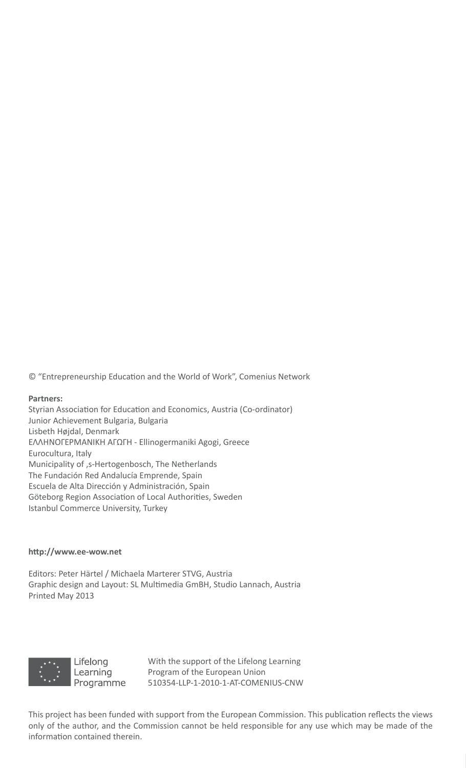© "Entrepreneurship Education and the World of Work", Comenius Network

**Partners:**

Styrian Association for Education and Economics, Austria (Co-ordinator)
Junior Achievement Bulgaria, Bulgaria
Lisbeth Højdal, Denmark
ΕΛΛΗΝΟΓΕΡΜΑΝΙΚΗ ΑΓΩΓΗ - Ellinogermaniki Agogi, Greece
Eurocultura, Italy
Municipality of ‚s-Hertogenbosch, The Netherlands
The Fundación Red Andalucía Emprende, Spain
Escuela de Alta Dirección y Administración, Spain
Göteborg Region Association of Local Authorities, Sweden
Istanbul Commerce University, Turkey

**http://www.ee-wow.net**

Editors: Peter Härtel / Michaela Marterer STVG, Austria
Graphic design and Layout: SL Multimedia GmBH, Studio Lannach, Austria
Printed May 2013

Lifelong Learning Programme

With the support of the Lifelong Learning Program of the European Union
510354-LLP-1-2010-1-AT-COMENIUS-CNW

This project has been funded with support from the European Commission. This publication reflects the views only of the author, and the Commission cannot be held responsible for any use which may be made of the information contained therein.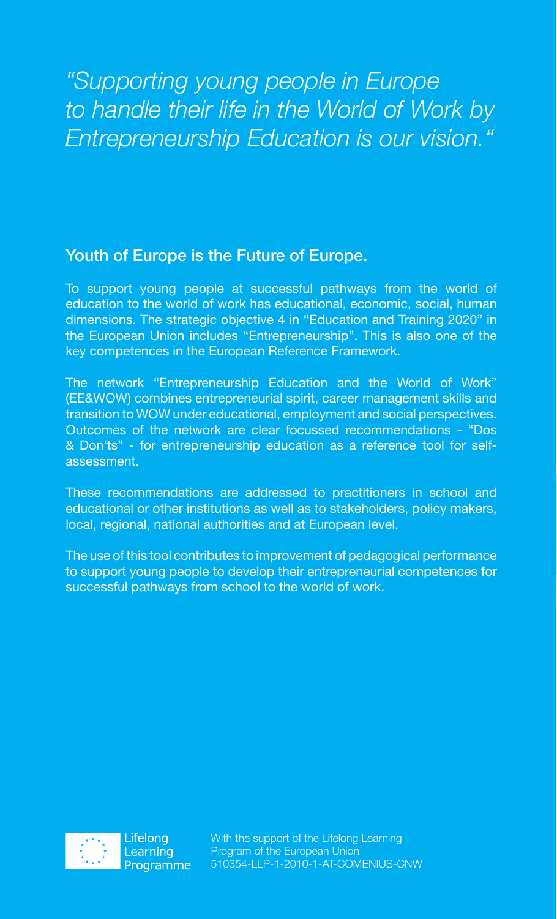*“Supporting young people in Europe to handle their life in the World of Work by Entrepreneurship Education is our vision.“*

## Youth of Europe is the Future of Europe.

To support young people at successful pathways from the world of education to the world of work has educational, economic, social, human dimensions. The strategic objective 4 in “Education and Training 2020” in the European Union includes “Entrepreneurship”. This is also one of the key competences in the European Reference Framework.

The network “Entrepreneurship Education and the World of Work” (EE&WOW) combines entrepreneurial spirit, career management skills and transition to WOW under educational, employment and social perspectives. Outcomes of the network are clear focussed recommendations - “Dos & Don’ts” - for entrepreneurship education as a reference tool for self-assessment.

These recommendations are addressed to practitioners in school and educational or other institutions as well as to stakeholders, policy makers, local, regional, national authorities and at European level.

The use of this tool contributes to improvement of pedagogical performance to support young people to develop their entrepreneurial competences for successful pathways from school to the world of work.

Lifelong Learning Programme

With the support of the Lifelong Learning Program of the European Union
510354-LLP-1-2010-1-AT-COMENIUS-CNW